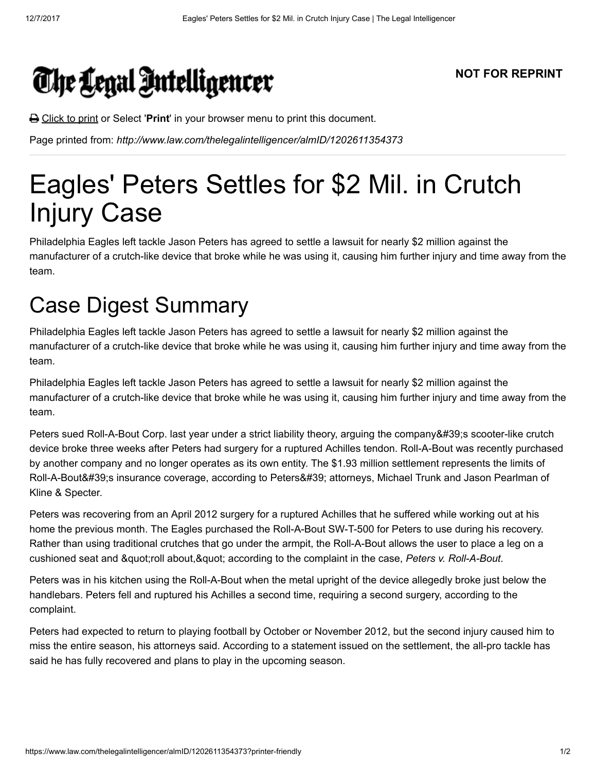# The Legal Intelligencer

**NOT FOR REPRINT**

Click to print or Select '**Print**' in your browser menu to print this document.

Page printed from: *http://www.law.com/thelegalintelligencer/almID/1202611354373*

# Eagles' Peters Settles for $2 Mil. in Crutch Injury Case

Philadelphia Eagles left tackle Jason Peters has agreed to settle a lawsuit for nearly $2 million against the manufacturer of a crutch-like device that broke while he was using it, causing him further injury and time away from the team.

## Case Digest Summary

Philadelphia Eagles left tackle Jason Peters has agreed to settle a lawsuit for nearly $2 million against the manufacturer of a crutch-like device that broke while he was using it, causing him further injury and time away from the team.

Philadelphia Eagles left tackle Jason Peters has agreed to settle a lawsuit for nearly $2 million against the manufacturer of a crutch-like device that broke while he was using it, causing him further injury and time away from the team.

Peters sued Roll-A-Bout Corp. last year under a strict liability theory, arguing the company&#39;s scooter-like crutch device broke three weeks after Peters had surgery for a ruptured Achilles tendon. Roll-A-Bout was recently purchased by another company and no longer operates as its own entity. The $1.93 million settlement represents the limits of Roll-A-Bout&#39;s insurance coverage, according to Peters&#39; attorneys, Michael Trunk and Jason Pearlman of Kline & Specter.

Peters was recovering from an April 2012 surgery for a ruptured Achilles that he suffered while working out at his home the previous month. The Eagles purchased the Roll-A-Bout SW-T-500 for Peters to use during his recovery. Rather than using traditional crutches that go under the armpit, the Roll-A-Bout allows the user to place a leg on a cushioned seat and &quot;roll about,&quot; according to the complaint in the case, *Peters v. Roll-A-Bout*.

Peters was in his kitchen using the Roll-A-Bout when the metal upright of the device allegedly broke just below the handlebars. Peters fell and ruptured his Achilles a second time, requiring a second surgery, according to the complaint.

Peters had expected to return to playing football by October or November 2012, but the second injury caused him to miss the entire season, his attorneys said. According to a statement issued on the settlement, the all-pro tackle has said he has fully recovered and plans to play in the upcoming season.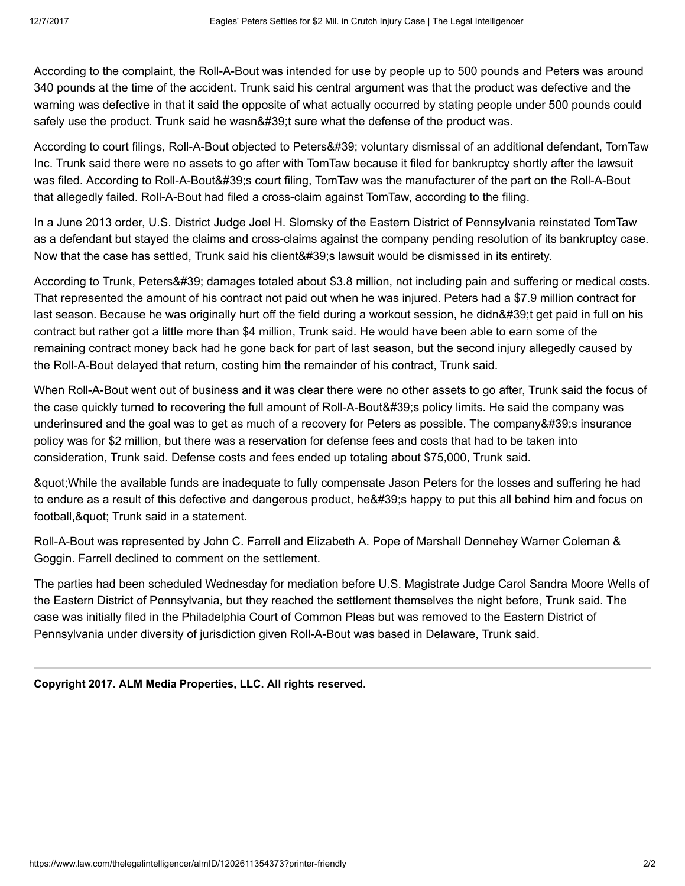According to the complaint, the Roll-A-Bout was intended for use by people up to 500 pounds and Peters was around 340 pounds at the time of the accident. Trunk said his central argument was that the product was defective and the warning was defective in that it said the opposite of what actually occurred by stating people under 500 pounds could safely use the product. Trunk said he wasn&#39;t sure what the defense of the product was.

According to court filings, Roll-A-Bout objected to Peters&#39; voluntary dismissal of an additional defendant, TomTaw Inc. Trunk said there were no assets to go after with TomTaw because it filed for bankruptcy shortly after the lawsuit was filed. According to Roll-A-Bout&#39;s court filing, TomTaw was the manufacturer of the part on the Roll-A-Bout that allegedly failed. Roll-A-Bout had filed a cross-claim against TomTaw, according to the filing.

In a June 2013 order, U.S. District Judge Joel H. Slomsky of the Eastern District of Pennsylvania reinstated TomTaw as a defendant but stayed the claims and cross-claims against the company pending resolution of its bankruptcy case. Now that the case has settled, Trunk said his client&#39;s lawsuit would be dismissed in its entirety.

According to Trunk, Peters&#39; damages totaled about $3.8 million, not including pain and suffering or medical costs. That represented the amount of his contract not paid out when he was injured. Peters had a $7.9 million contract for last season. Because he was originally hurt off the field during a workout session, he didn&#39;t get paid in full on his contract but rather got a little more than $4 million, Trunk said. He would have been able to earn some of the remaining contract money back had he gone back for part of last season, but the second injury allegedly caused by the Roll-A-Bout delayed that return, costing him the remainder of his contract, Trunk said.

When Roll-A-Bout went out of business and it was clear there were no other assets to go after, Trunk said the focus of the case quickly turned to recovering the full amount of Roll-A-Bout&#39;s policy limits. He said the company was underinsured and the goal was to get as much of a recovery for Peters as possible. The company&#39;s insurance policy was for $2 million, but there was a reservation for defense fees and costs that had to be taken into consideration, Trunk said. Defense costs and fees ended up totaling about $75,000, Trunk said.

&quot;While the available funds are inadequate to fully compensate Jason Peters for the losses and suffering he had to endure as a result of this defective and dangerous product, he&#39;s happy to put this all behind him and focus on football,&quot; Trunk said in a statement.

Roll-A-Bout was represented by John C. Farrell and Elizabeth A. Pope of Marshall Dennehey Warner Coleman & Goggin. Farrell declined to comment on the settlement.

The parties had been scheduled Wednesday for mediation before U.S. Magistrate Judge Carol Sandra Moore Wells of the Eastern District of Pennsylvania, but they reached the settlement themselves the night before, Trunk said. The case was initially filed in the Philadelphia Court of Common Pleas but was removed to the Eastern District of Pennsylvania under diversity of jurisdiction given Roll-A-Bout was based in Delaware, Trunk said.

---

**Copyright 2017. ALM Media Properties, LLC. All rights reserved.**